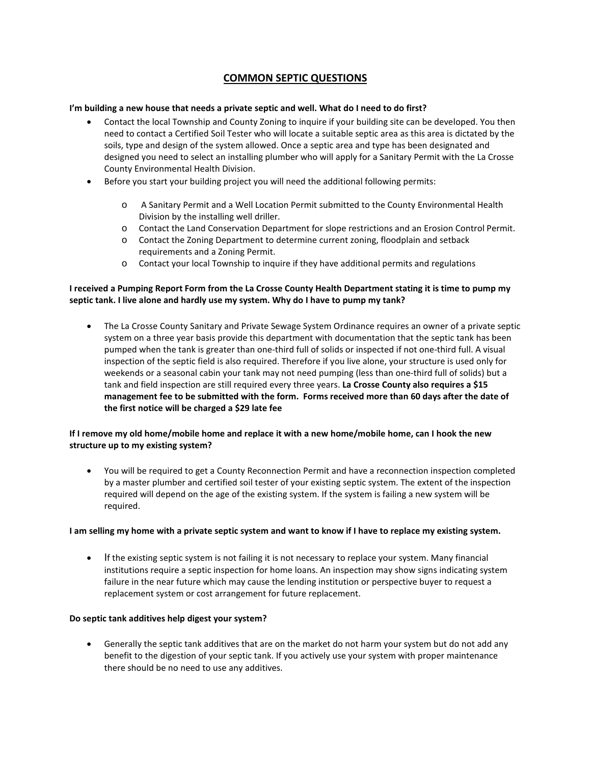# COMMON SEPTIC QUESTIONS

**I'm building a new house that needs a private septic and well. What do I need to do first?**

- Contact the local Township and County Zoning to inquire if your building site can be developed. You then need to contact a Certified Soil Tester who will locate a suitable septic area as this area is dictated by the soils, type and design of the system allowed. Once a septic area and type has been designated and designed you need to select an installing plumber who will apply for a Sanitary Permit with the La Crosse County Environmental Health Division.
- Before you start your building project you will need the additional following permits:
  - A Sanitary Permit and a Well Location Permit submitted to the County Environmental Health Division by the installing well driller.
  - Contact the Land Conservation Department for slope restrictions and an Erosion Control Permit.
  - Contact the Zoning Department to determine current zoning, floodplain and setback requirements and a Zoning Permit.
  - Contact your local Township to inquire if they have additional permits and regulations

**I received a Pumping Report Form from the La Crosse County Health Department stating it is time to pump my septic tank. I live alone and hardly use my system. Why do I have to pump my tank?**

- The La Crosse County Sanitary and Private Sewage System Ordinance requires an owner of a private septic system on a three year basis provide this department with documentation that the septic tank has been pumped when the tank is greater than one-third full of solids or inspected if not one-third full. A visual inspection of the septic field is also required. Therefore if you live alone, your structure is used only for weekends or a seasonal cabin your tank may not need pumping (less than one-third full of solids) but a tank and field inspection are still required every three years. **La Crosse County also requires a $15 management fee to be submitted with the form. Forms received more than 60 days after the date of the first notice will be charged a $29 late fee**

**If I remove my old home/mobile home and replace it with a new home/mobile home, can I hook the new structure up to my existing system?**

- You will be required to get a County Reconnection Permit and have a reconnection inspection completed by a master plumber and certified soil tester of your existing septic system. The extent of the inspection required will depend on the age of the existing system. If the system is failing a new system will be required.

**I am selling my home with a private septic system and want to know if I have to replace my existing system.**

- If the existing septic system is not failing it is not necessary to replace your system. Many financial institutions require a septic inspection for home loans. An inspection may show signs indicating system failure in the near future which may cause the lending institution or perspective buyer to request a replacement system or cost arrangement for future replacement.

**Do septic tank additives help digest your system?**

- Generally the septic tank additives that are on the market do not harm your system but do not add any benefit to the digestion of your septic tank. If you actively use your system with proper maintenance there should be no need to use any additives.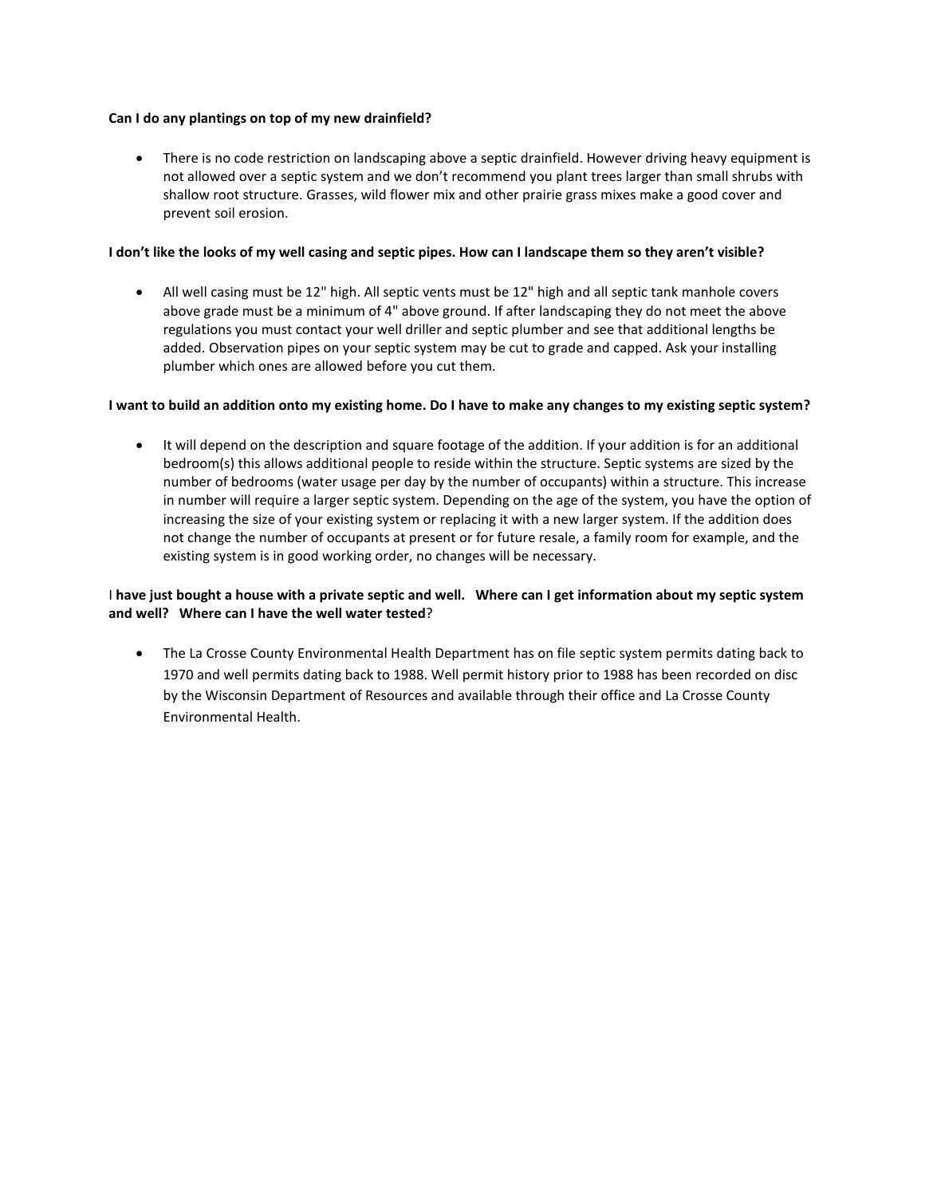**Can I do any plantings on top of my new drainfield?**

- There is no code restriction on landscaping above a septic drainfield. However driving heavy equipment is not allowed over a septic system and we don't recommend you plant trees larger than small shrubs with shallow root structure. Grasses, wild flower mix and other prairie grass mixes make a good cover and prevent soil erosion.

**I don't like the looks of my well casing and septic pipes. How can I landscape them so they aren't visible?**

- All well casing must be 12" high. All septic vents must be 12" high and all septic tank manhole covers above grade must be a minimum of 4" above ground. If after landscaping they do not meet the above regulations you must contact your well driller and septic plumber and see that additional lengths be added. Observation pipes on your septic system may be cut to grade and capped. Ask your installing plumber which ones are allowed before you cut them.

**I want to build an addition onto my existing home. Do I have to make any changes to my existing septic system?**

- It will depend on the description and square footage of the addition. If your addition is for an additional bedroom(s) this allows additional people to reside within the structure. Septic systems are sized by the number of bedrooms (water usage per day by the number of occupants) within a structure. This increase in number will require a larger septic system. Depending on the age of the system, you have the option of increasing the size of your existing system or replacing it with a new larger system. If the addition does not change the number of occupants at present or for future resale, a family room for example, and the existing system is in good working order, no changes will be necessary.

I **have just bought a house with a private septic and well. Where can I get information about my septic system and well? Where can I have the well water tested**?

- The La Crosse County Environmental Health Department has on file septic system permits dating back to 1970 and well permits dating back to 1988. Well permit history prior to 1988 has been recorded on disc by the Wisconsin Department of Resources and available through their office and La Crosse County Environmental Health.